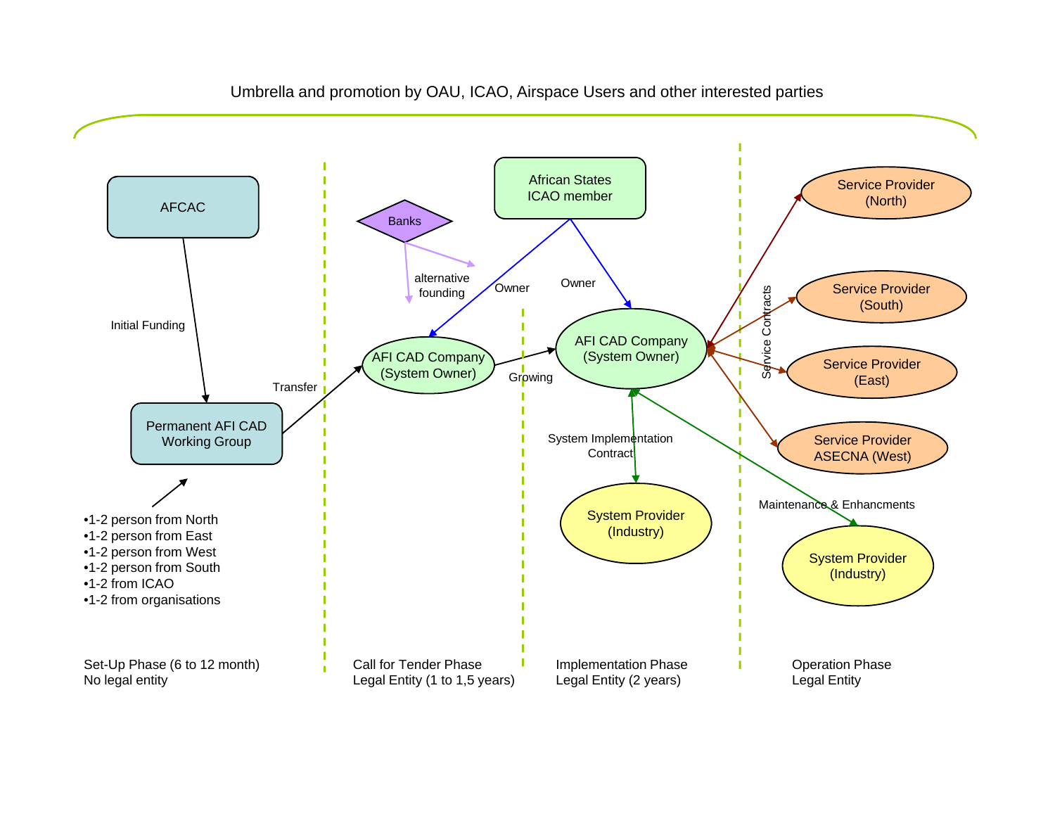Umbrella and promotion by OAU, ICAO, Airspace Users and other interested parties

AFCAC

Initial Funding

Permanent AFI CAD Working Group

- 1-2 person from North
- 1-2 person from East
- 1-2 person from West
- 1-2 person from South
- 1-2 from ICAO
- 1-2 from organisations

Transfer

Banks

alternative founding

African States ICAO member

Owner

Owner

AFI CAD Company (System Owner)

Growing

AFI CAD Company (System Owner)

System Implementation Contract

System Provider (Industry)

Service Contracts

Service Provider (North)

Service Provider (South)

Service Provider (East)

Service Provider ASECNA (West)

Maintenance & Enhancments

System Provider (Industry)

Set-Up Phase (6 to 12 month)
No legal entity

Call for Tender Phase
Legal Entity (1 to 1,5 years)

Implementation Phase
Legal Entity (2 years)

Operation Phase
Legal Entity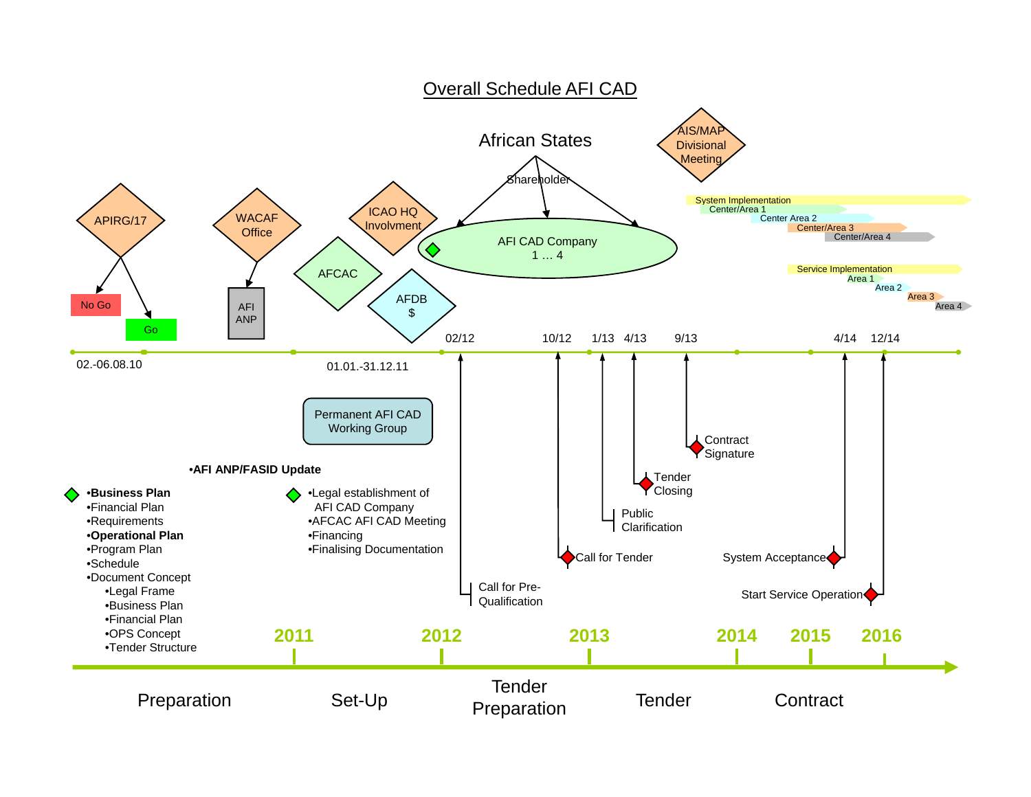# Overall Schedule AFI CAD

African States

Shareholder

AFI CAD Company
1 … 4

AIS/MAP Divisional Meeting

System Implementation
- Center/Area 1
- Center Area 2
- Center/Area 3
- Center/Area 4

Service Implementation
- Area 1
- Area 2
- Area 3
- Area 4

APIRG/17

No Go

Go

WACAF Office

AFI ANP

AFCAC

ICAO HQ Involvment

AFDB $

02.-06.08.10

01.01.-31.12.11

02/12 — Call for Pre-Qualification

10/12 — Call for Tender

1/13 — Public Clarification

4/13 — Tender Closing

9/13 — Contract Signature

4/14 — System Acceptance

12/14 — Start Service Operation

Permanent AFI CAD Working Group

•**AFI ANP/FASID Update**

- **Business Plan**
- Financial Plan
- Requirements
- **Operational Plan**
- Program Plan
- Schedule
- Document Concept
  - Legal Frame
  - Business Plan
  - Financial Plan
  - OPS Concept
  - Tender Structure

- Legal establishment of AFI CAD Company
- AFCAC AFI CAD Meeting
- Financing
- Finalising Documentation

2011 | 2012 | 2013 | 2014 | 2015 | 2016

Preparation | Set-Up | Tender Preparation | Tender | Contract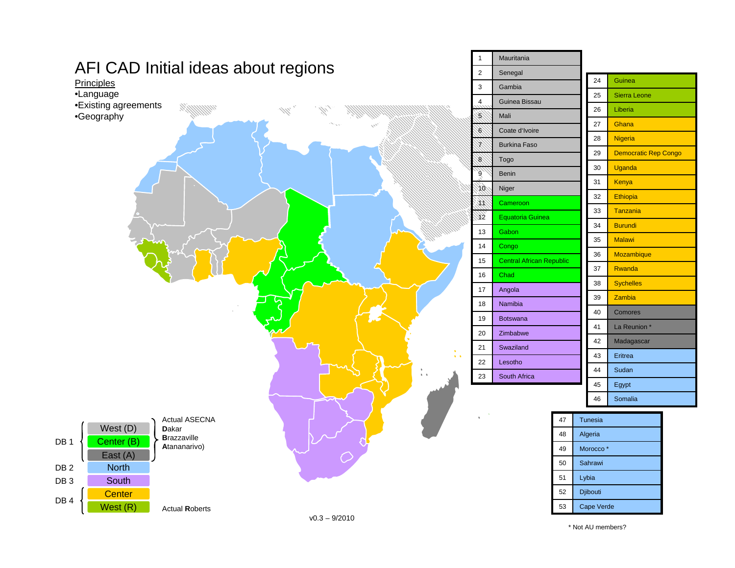# AFI CAD Initial ideas about regions

Principles

- Language
- Existing agreements
- Geography

| | |
|---|---|
| 1 | Mauritania |
| 2 | Senegal |
| 3 | Gambia |
| 4 | Guinea Bissau |
| 5 | Mali |
| 6 | Coate d'Ivoire |
| 7 | Burkina Faso |
| 8 | Togo |
| 9 | Benin |
| 10 | Niger |
| 11 | Cameroon |
| 12 | Equatoria Guinea |
| 13 | Gabon |
| 14 | Congo |
| 15 | Central African Republic |
| 16 | Chad |
| 17 | Angola |
| 18 | Namibia |
| 19 | Botswana |
| 20 | Zimbabwe |
| 21 | Swaziland |
| 22 | Lesotho |
| 23 | South Africa |

| | |
|---|---|
| 24 | Guinea |
| 25 | Sierra Leone |
| 26 | Liberia |
| 27 | Ghana |
| 28 | Nigeria |
| 29 | Democratic Rep Congo |
| 30 | Uganda |
| 31 | Kenya |
| 32 | Ethiopia |
| 33 | Tanzania |
| 34 | Burundi |
| 35 | Malawi |
| 36 | Mozambique |
| 37 | Rwanda |
| 38 | Sychelles |
| 39 | Zambia |
| 40 | Comores |
| 41 | La Reunion * |
| 42 | Madagascar |
| 43 | Eritrea |
| 44 | Sudan |
| 45 | Egypt |
| 46 | Somalia |

| | |
|---|---|
| 47 | Tunesia |
| 48 | Algeria |
| 49 | Morocco * |
| 50 | Sahrawi |
| 51 | Lybia |
| 52 | Djibouti |
| 53 | Cape Verde |

\* Not AU members?

DB 1: West (D), Center (B), East (A) — Actual ASECNA: **D**akar, **B**razzaville, **A**tananarivo)

DB 2: North

DB 3: South

DB 4: Center, West (R) — Actual **R**oberts

v0.3 – 9/2010